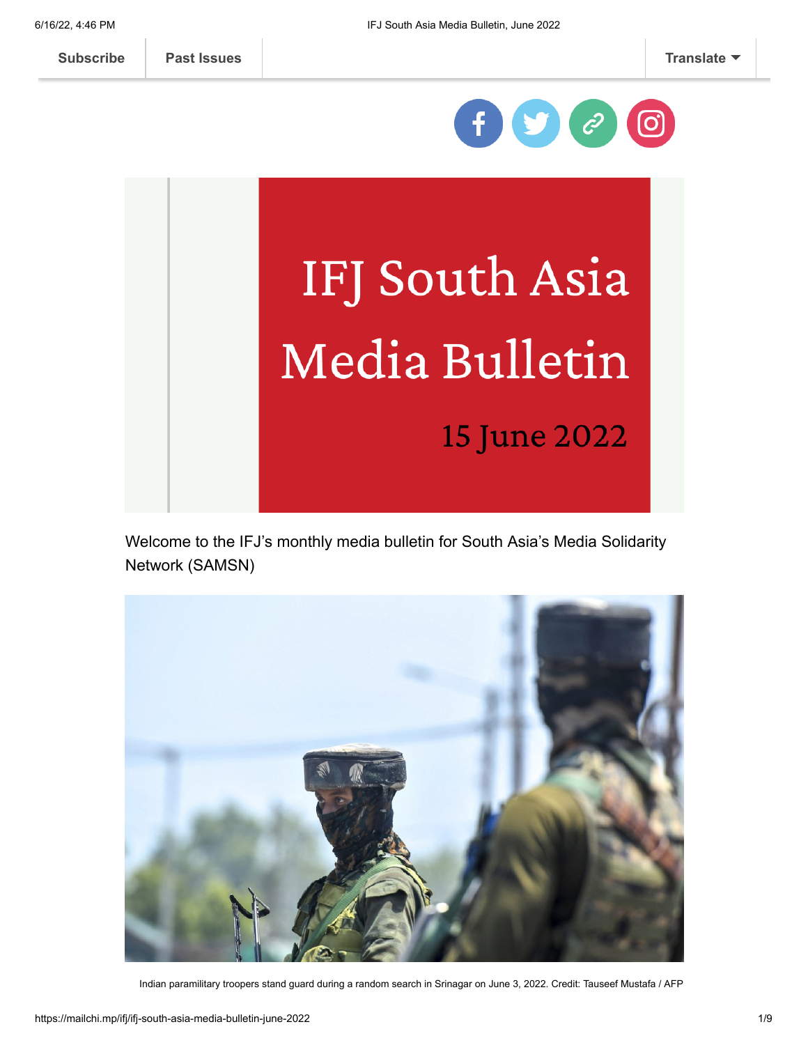Subscribe | Past Issues | Translate

# IFJ South Asia Media Bulletin

15 June 2022

Welcome to the IFJ's monthly media bulletin for South Asia's Media Solidarity Network (SAMSN)

Indian paramilitary troopers stand guard during a random search in Srinagar on June 3, 2022. Credit: Tauseef Mustafa / AFP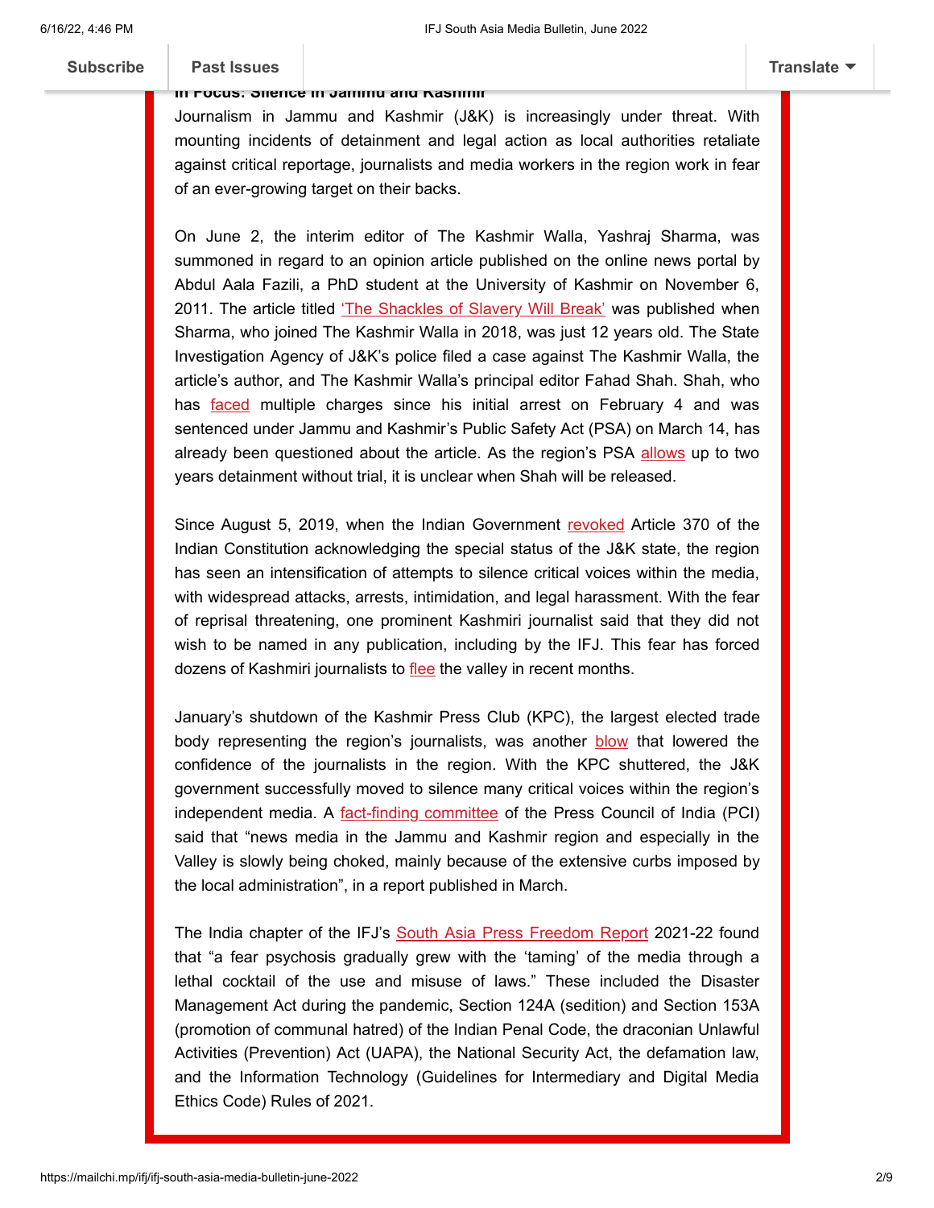**In Focus: Silence in Jammu and Kashmir**

Journalism in Jammu and Kashmir (J&K) is increasingly under threat. With mounting incidents of detainment and legal action as local authorities retaliate against critical reportage, journalists and media workers in the region work in fear of an ever-growing target on their backs.

On June 2, the interim editor of The Kashmir Walla, Yashraj Sharma, was summoned in regard to an opinion article published on the online news portal by Abdul Aala Fazili, a PhD student at the University of Kashmir on November 6, 2011. The article titled 'The Shackles of Slavery Will Break' was published when Sharma, who joined The Kashmir Walla in 2018, was just 12 years old. The State Investigation Agency of J&K's police filed a case against The Kashmir Walla, the article's author, and The Kashmir Walla's principal editor Fahad Shah. Shah, who has faced multiple charges since his initial arrest on February 4 and was sentenced under Jammu and Kashmir's Public Safety Act (PSA) on March 14, has already been questioned about the article. As the region's PSA allows up to two years detainment without trial, it is unclear when Shah will be released.

Since August 5, 2019, when the Indian Government revoked Article 370 of the Indian Constitution acknowledging the special status of the J&K state, the region has seen an intensification of attempts to silence critical voices within the media, with widespread attacks, arrests, intimidation, and legal harassment. With the fear of reprisal threatening, one prominent Kashmiri journalist said that they did not wish to be named in any publication, including by the IFJ. This fear has forced dozens of Kashmiri journalists to flee the valley in recent months.

January's shutdown of the Kashmir Press Club (KPC), the largest elected trade body representing the region's journalists, was another blow that lowered the confidence of the journalists in the region. With the KPC shuttered, the J&K government successfully moved to silence many critical voices within the region's independent media. A fact-finding committee of the Press Council of India (PCI) said that "news media in the Jammu and Kashmir region and especially in the Valley is slowly being choked, mainly because of the extensive curbs imposed by the local administration", in a report published in March.

The India chapter of the IFJ's South Asia Press Freedom Report 2021-22 found that "a fear psychosis gradually grew with the 'taming' of the media through a lethal cocktail of the use and misuse of laws." These included the Disaster Management Act during the pandemic, Section 124A (sedition) and Section 153A (promotion of communal hatred) of the Indian Penal Code, the draconian Unlawful Activities (Prevention) Act (UAPA), the National Security Act, the defamation law, and the Information Technology (Guidelines for Intermediary and Digital Media Ethics Code) Rules of 2021.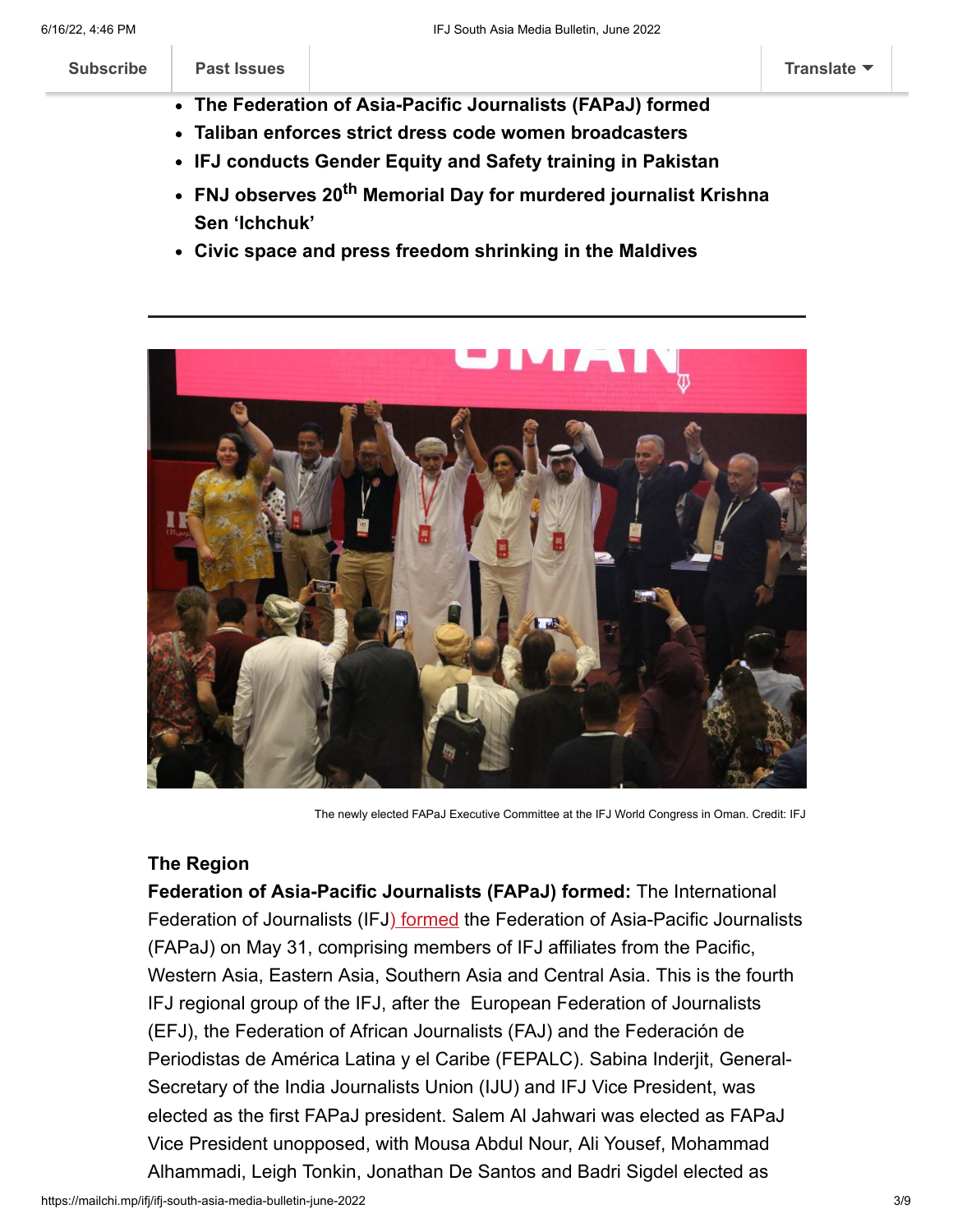- **The Federation of Asia-Pacific Journalists (FAPaJ) formed**
- **Taliban enforces strict dress code women broadcasters**
- **IFJ conducts Gender Equity and Safety training in Pakistan**
- **FNJ observes 20th Memorial Day for murdered journalist Krishna Sen 'Ichchuk'**
- **Civic space and press freedom shrinking in the Maldives**

---

The newly elected FAPaJ Executive Committee at the IFJ World Congress in Oman. Credit: IFJ

### The Region

**Federation of Asia-Pacific Journalists (FAPaJ) formed:** The International Federation of Journalists (IFJ) formed the Federation of Asia-Pacific Journalists (FAPaJ) on May 31, comprising members of IFJ affiliates from the Pacific, Western Asia, Eastern Asia, Southern Asia and Central Asia. This is the fourth IFJ regional group of the IFJ, after the European Federation of Journalists (EFJ), the Federation of African Journalists (FAJ) and the Federación de Periodistas de América Latina y el Caribe (FEPALC). Sabina Inderjit, General-Secretary of the India Journalists Union (IJU) and IFJ Vice President, was elected as the first FAPaJ president. Salem Al Jahwari was elected as FAPaJ Vice President unopposed, with Mousa Abdul Nour, Ali Yousef, Mohammad Alhammadi, Leigh Tonkin, Jonathan De Santos and Badri Sigdel elected as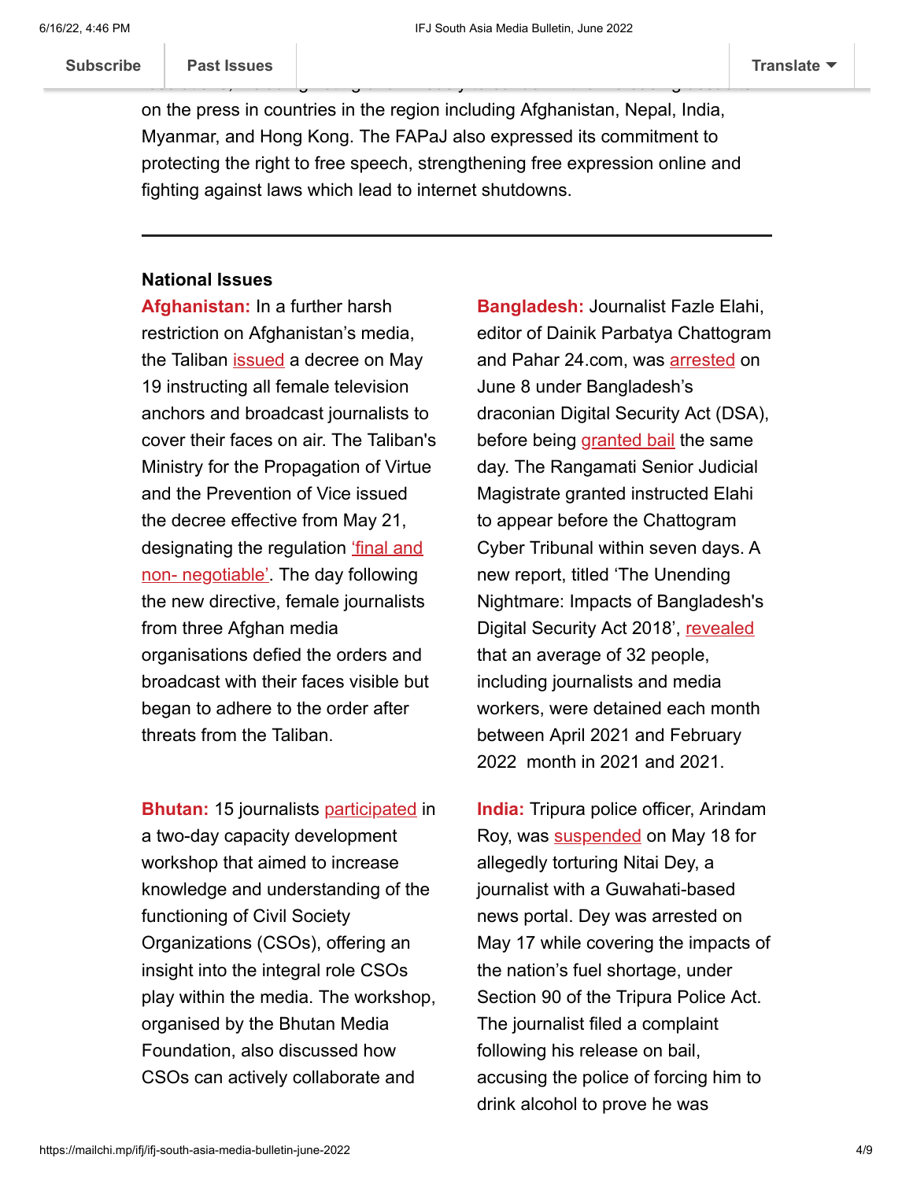on the press in countries in the region including Afghanistan, Nepal, India, Myanmar, and Hong Kong. The FAPaJ also expressed its commitment to protecting the right to free speech, strengthening free expression online and fighting against laws which lead to internet shutdowns.

---

**National Issues**

**Afghanistan:** In a further harsh restriction on Afghanistan's media, the Taliban issued a decree on May 19 instructing all female television anchors and broadcast journalists to cover their faces on air. The Taliban's Ministry for the Propagation of Virtue and the Prevention of Vice issued the decree effective from May 21, designating the regulation 'final and non- negotiable'. The day following the new directive, female journalists from three Afghan media organisations defied the orders and broadcast with their faces visible but began to adhere to the order after threats from the Taliban.

**Bhutan:** 15 journalists participated in a two-day capacity development workshop that aimed to increase knowledge and understanding of the functioning of Civil Society Organizations (CSOs), offering an insight into the integral role CSOs play within the media. The workshop, organised by the Bhutan Media Foundation, also discussed how CSOs can actively collaborate and

**Bangladesh:** Journalist Fazle Elahi, editor of Dainik Parbatya Chattogram and Pahar 24.com, was arrested on June 8 under Bangladesh's draconian Digital Security Act (DSA), before being granted bail the same day. The Rangamati Senior Judicial Magistrate granted instructed Elahi to appear before the Chattogram Cyber Tribunal within seven days. A new report, titled 'The Unending Nightmare: Impacts of Bangladesh's Digital Security Act 2018', revealed that an average of 32 people, including journalists and media workers, were detained each month between April 2021 and February 2022 month in 2021 and 2021.

**India:** Tripura police officer, Arindam Roy, was suspended on May 18 for allegedly torturing Nitai Dey, a journalist with a Guwahati-based news portal. Dey was arrested on May 17 while covering the impacts of the nation's fuel shortage, under Section 90 of the Tripura Police Act. The journalist filed a complaint following his release on bail, accusing the police of forcing him to drink alcohol to prove he was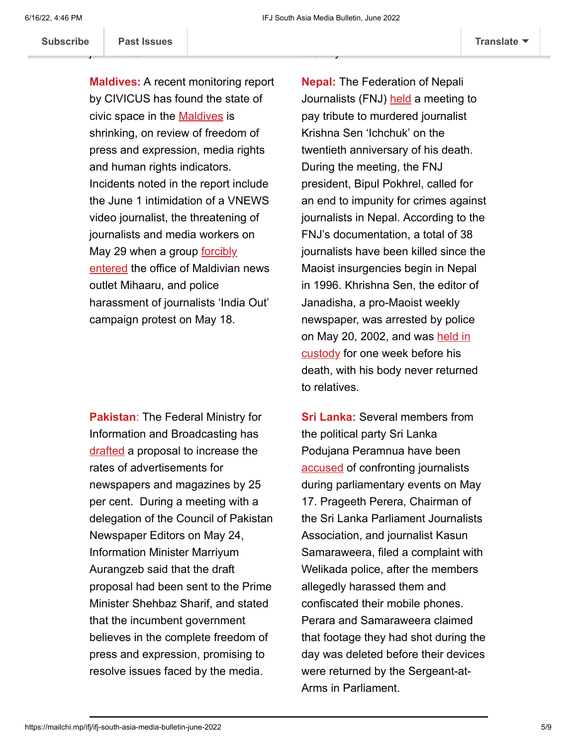**Maldives:** A recent monitoring report by CIVICUS has found the state of civic space in the Maldives is shrinking, on review of freedom of press and expression, media rights and human rights indicators. Incidents noted in the report include the June 1 intimidation of a VNEWS video journalist, the threatening of journalists and media workers on May 29 when a group forcibly entered the office of Maldivian news outlet Mihaaru, and police harassment of journalists 'India Out' campaign protest on May 18.

**Nepal:** The Federation of Nepali Journalists (FNJ) held a meeting to pay tribute to murdered journalist Krishna Sen 'Ichchuk' on the twentieth anniversary of his death. During the meeting, the FNJ president, Bipul Pokhrel, called for an end to impunity for crimes against journalists in Nepal. According to the FNJ's documentation, a total of 38 journalists have been killed since the Maoist insurgencies begin in Nepal in 1996. Khrishna Sen, the editor of Janadisha, a pro-Maoist weekly newspaper, was arrested by police on May 20, 2002, and was held in custody for one week before his death, with his body never returned to relatives.

**Pakistan**: The Federal Ministry for Information and Broadcasting has drafted a proposal to increase the rates of advertisements for newspapers and magazines by 25 per cent. During a meeting with a delegation of the Council of Pakistan Newspaper Editors on May 24, Information Minister Marriyum Aurangzeb said that the draft proposal had been sent to the Prime Minister Shehbaz Sharif, and stated that the incumbent government believes in the complete freedom of press and expression, promising to resolve issues faced by the media.

**Sri Lanka:** Several members from the political party Sri Lanka Podujana Peramnua have been accused of confronting journalists during parliamentary events on May 17. Prageeth Perera, Chairman of the Sri Lanka Parliament Journalists Association, and journalist Kasun Samaraweera, filed a complaint with Welikada police, after the members allegedly harassed them and confiscated their mobile phones. Perara and Samaraweera claimed that footage they had shot during the day was deleted before their devices were returned by the Sergeant-at-Arms in Parliament.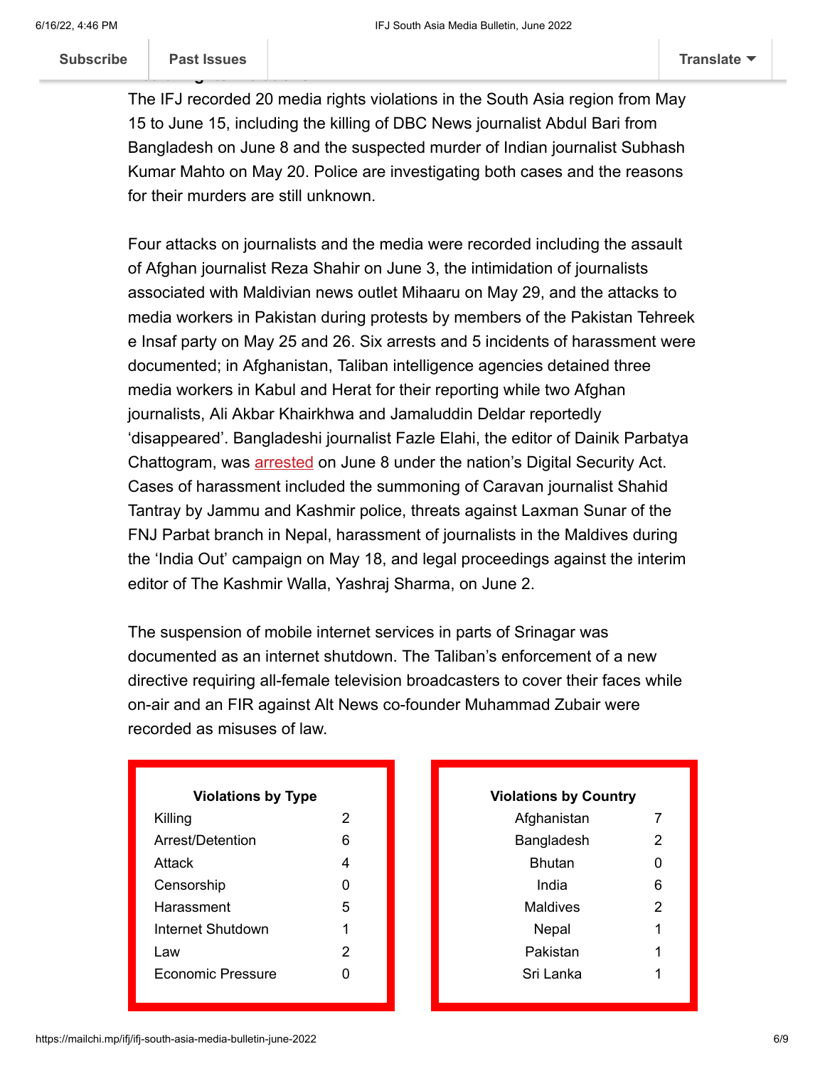The IFJ recorded 20 media rights violations in the South Asia region from May 15 to June 15, including the killing of DBC News journalist Abdul Bari from Bangladesh on June 8 and the suspected murder of Indian journalist Subhash Kumar Mahto on May 20. Police are investigating both cases and the reasons for their murders are still unknown.

Four attacks on journalists and the media were recorded including the assault of Afghan journalist Reza Shahir on June 3, the intimidation of journalists associated with Maldivian news outlet Mihaaru on May 29, and the attacks to media workers in Pakistan during protests by members of the Pakistan Tehreek e Insaf party on May 25 and 26. Six arrests and 5 incidents of harassment were documented; in Afghanistan, Taliban intelligence agencies detained three media workers in Kabul and Herat for their reporting while two Afghan journalists, Ali Akbar Khairkhwa and Jamaluddin Deldar reportedly 'disappeared'. Bangladeshi journalist Fazle Elahi, the editor of Dainik Parbatya Chattogram, was arrested on June 8 under the nation's Digital Security Act. Cases of harassment included the summoning of Caravan journalist Shahid Tantray by Jammu and Kashmir police, threats against Laxman Sunar of the FNJ Parbat branch in Nepal, harassment of journalists in the Maldives during the 'India Out' campaign on May 18, and legal proceedings against the interim editor of The Kashmir Walla, Yashraj Sharma, on June 2.

The suspension of mobile internet services in parts of Srinagar was documented as an internet shutdown. The Taliban's enforcement of a new directive requiring all-female television broadcasters to cover their faces while on-air and an FIR against Alt News co-founder Muhammad Zubair were recorded as misuses of law.

| Violations by Type | |
|---|---|
| Killing | 2 |
| Arrest/Detention | 6 |
| Attack | 4 |
| Censorship | 0 |
| Harassment | 5 |
| Internet Shutdown | 1 |
| Law | 2 |
| Economic Pressure | 0 |

| Violations by Country | |
|---|---|
| Afghanistan | 7 |
| Bangladesh | 2 |
| Bhutan | 0 |
| India | 6 |
| Maldives | 2 |
| Nepal | 1 |
| Pakistan | 1 |
| Sri Lanka | 1 |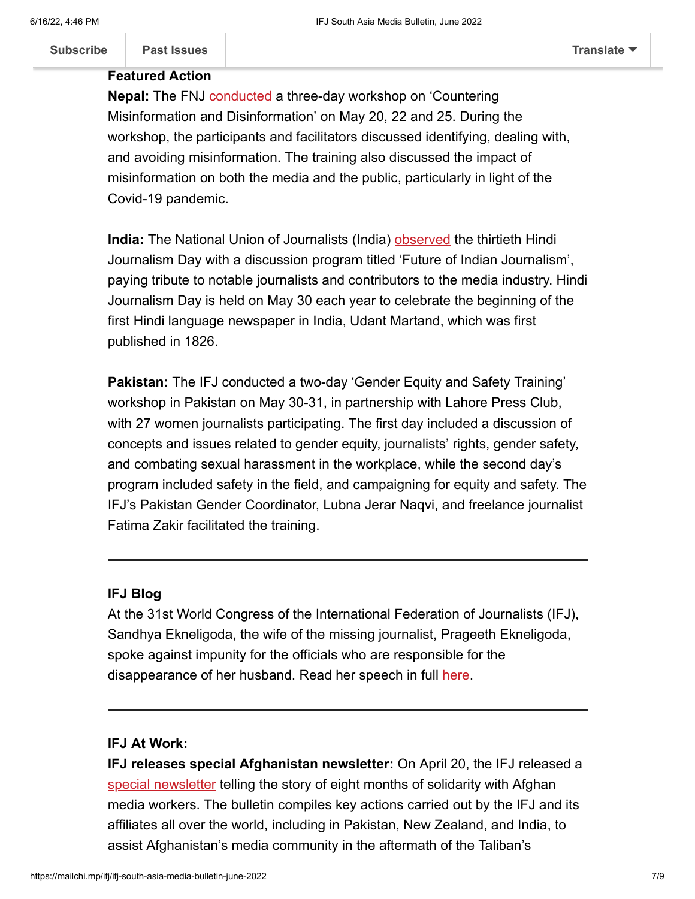**Featured Action**

**Nepal:** The FNJ conducted a three-day workshop on 'Countering Misinformation and Disinformation' on May 20, 22 and 25. During the workshop, the participants and facilitators discussed identifying, dealing with, and avoiding misinformation. The training also discussed the impact of misinformation on both the media and the public, particularly in light of the Covid-19 pandemic.

**India:** The National Union of Journalists (India) observed the thirtieth Hindi Journalism Day with a discussion program titled 'Future of Indian Journalism', paying tribute to notable journalists and contributors to the media industry. Hindi Journalism Day is held on May 30 each year to celebrate the beginning of the first Hindi language newspaper in India, Udant Martand, which was first published in 1826.

**Pakistan:** The IFJ conducted a two-day 'Gender Equity and Safety Training' workshop in Pakistan on May 30-31, in partnership with Lahore Press Club, with 27 women journalists participating. The first day included a discussion of concepts and issues related to gender equity, journalists' rights, gender safety, and combating sexual harassment in the workplace, while the second day's program included safety in the field, and campaigning for equity and safety. The IFJ's Pakistan Gender Coordinator, Lubna Jerar Naqvi, and freelance journalist Fatima Zakir facilitated the training.

---

**IFJ Blog**

At the 31st World Congress of the International Federation of Journalists (IFJ), Sandhya Ekneligoda, the wife of the missing journalist, Prageeth Ekneligoda, spoke against impunity for the officials who are responsible for the disappearance of her husband. Read her speech in full here.

---

**IFJ At Work:**

**IFJ releases special Afghanistan newsletter:** On April 20, the IFJ released a special newsletter telling the story of eight months of solidarity with Afghan media workers. The bulletin compiles key actions carried out by the IFJ and its affiliates all over the world, including in Pakistan, New Zealand, and India, to assist Afghanistan's media community in the aftermath of the Taliban's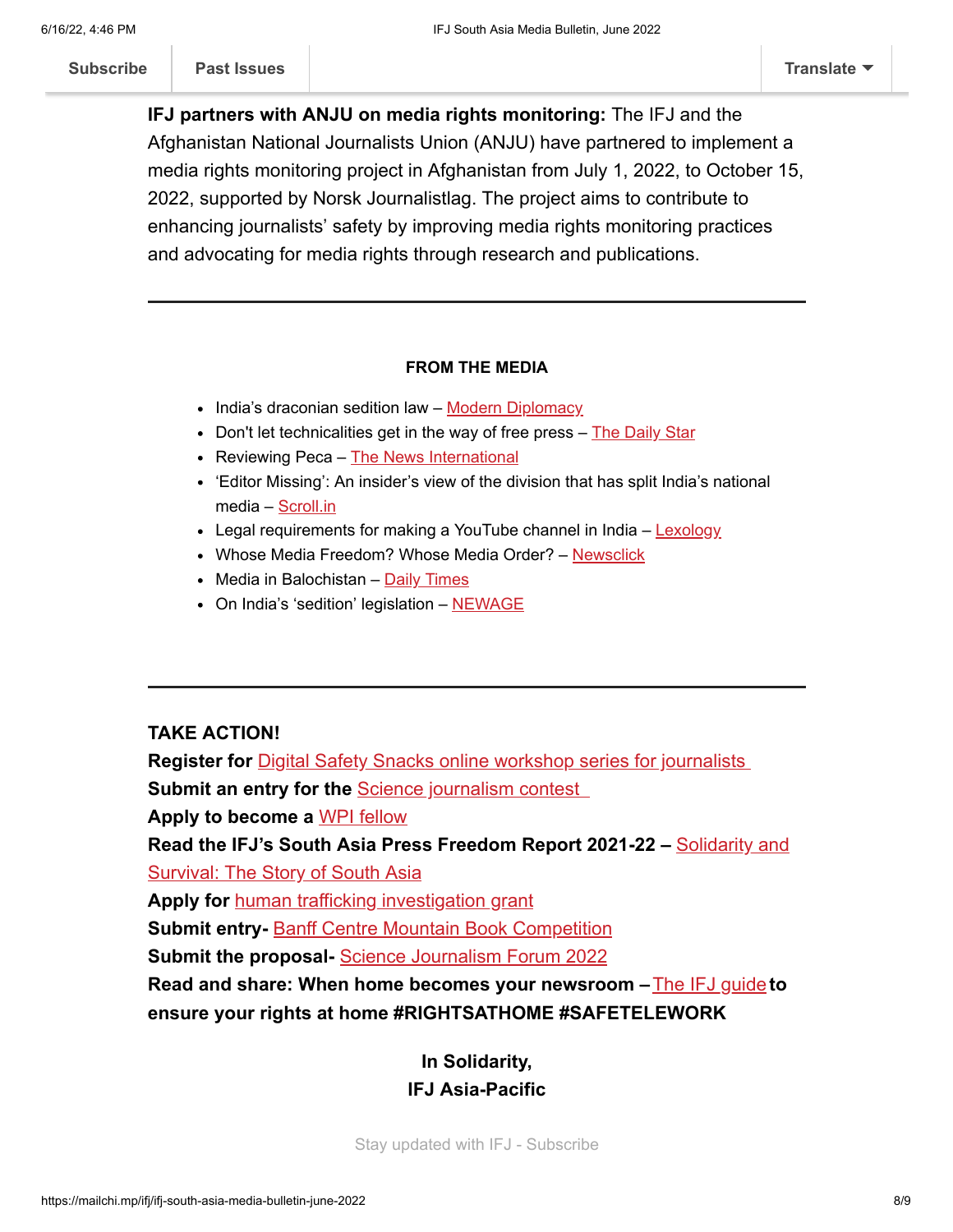**IFJ partners with ANJU on media rights monitoring:** The IFJ and the Afghanistan National Journalists Union (ANJU) have partnered to implement a media rights monitoring project in Afghanistan from July 1, 2022, to October 15, 2022, supported by Norsk Journalistlag. The project aims to contribute to enhancing journalists' safety by improving media rights monitoring practices and advocating for media rights through research and publications.

---

**FROM THE MEDIA**

- India's draconian sedition law – Modern Diplomacy
- Don't let technicalities get in the way of free press – The Daily Star
- Reviewing Peca – The News International
- 'Editor Missing': An insider's view of the division that has split India's national media – Scroll.in
- Legal requirements for making a YouTube channel in India – Lexology
- Whose Media Freedom? Whose Media Order? – Newsclick
- Media in Balochistan – Daily Times
- On India's 'sedition' legislation – NEWAGE

---

**TAKE ACTION!**

**Register for** Digital Safety Snacks online workshop series for journalists
**Submit an entry for the** Science journalism contest
**Apply to become a** WPI fellow
**Read the IFJ's South Asia Press Freedom Report 2021-22 –** Solidarity and Survival: The Story of South Asia
**Apply for** human trafficking investigation grant
**Submit entry-** Banff Centre Mountain Book Competition
**Submit the proposal-** Science Journalism Forum 2022
**Read and share: When home becomes your newsroom –** The IFJ guide **to ensure your rights at home #RIGHTSATHOME #SAFETELEWORK**

**In Solidarity,**
**IFJ Asia-Pacific**

Stay updated with IFJ - Subscribe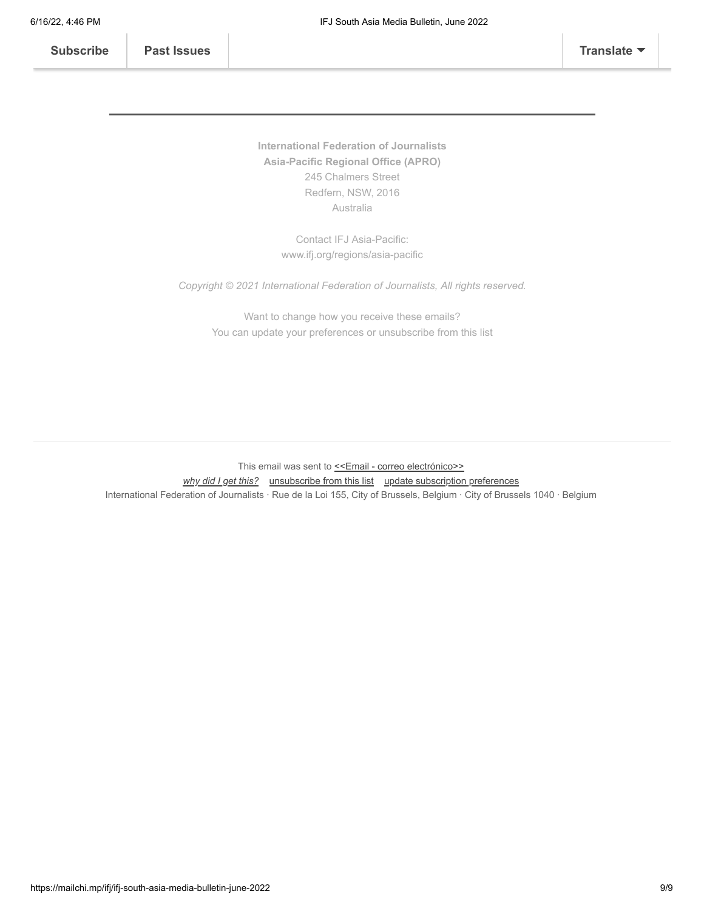Subscribe | Past Issues | Translate

---

**International Federation of Journalists**
**Asia-Pacific Regional Office (APRO)**
245 Chalmers Street
Redfern, NSW, 2016
Australia

Contact IFJ Asia-Pacific:
www.ifj.org/regions/asia-pacific

*Copyright © 2021 International Federation of Journalists, All rights reserved.*

Want to change how you receive these emails?
You can update your preferences or unsubscribe from this list

---

This email was sent to <<Email - correo electrónico>>
*why did I get this?* unsubscribe from this list update subscription preferences
International Federation of Journalists · Rue de la Loi 155, City of Brussels, Belgium · City of Brussels 1040 · Belgium